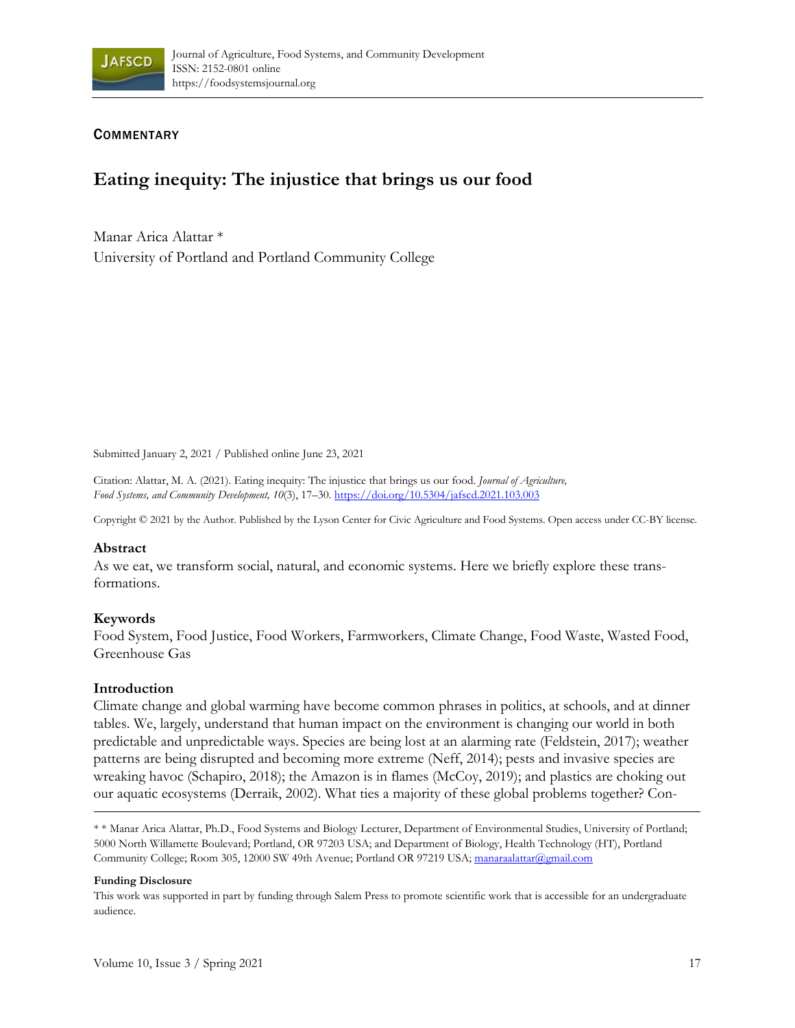COMMENTARY

# Eating inequity: The injustice that brings us our food

Manar Arica Alattar *
University of Portland and Portland Community College

Submitted January 2, 2021 / Published online June 23, 2021

Citation: Alattar, M. A. (2021). Eating inequity: The injustice that brings us our food. *Journal of Agriculture, Food Systems, and Community Development, 10*(3), 17–30. https://doi.org/10.5304/jafscd.2021.103.003

Copyright © 2021 by the Author. Published by the Lyson Center for Civic Agriculture and Food Systems. Open access under CC-BY license.

## Abstract

As we eat, we transform social, natural, and economic systems. Here we briefly explore these transformations.

## Keywords

Food System, Food Justice, Food Workers, Farmworkers, Climate Change, Food Waste, Wasted Food, Greenhouse Gas

## Introduction

Climate change and global warming have become common phrases in politics, at schools, and at dinner tables. We, largely, understand that human impact on the environment is changing our world in both predictable and unpredictable ways. Species are being lost at an alarming rate (Feldstein, 2017); weather patterns are being disrupted and becoming more extreme (Neff, 2014); pests and invasive species are wreaking havoc (Schapiro, 2018); the Amazon is in flames (McCoy, 2019); and plastics are choking out our aquatic ecosystems (Derraik, 2002). What ties a majority of these global problems together? Con-

* * Manar Arica Alattar, Ph.D., Food Systems and Biology Lecturer, Department of Environmental Studies, University of Portland; 5000 North Willamette Boulevard; Portland, OR 97203 USA; and Department of Biology, Health Technology (HT), Portland Community College; Room 305, 12000 SW 49th Avenue; Portland OR 97219 USA; manaraalattar@gmail.com

**Funding Disclosure**

This work was supported in part by funding through Salem Press to promote scientific work that is accessible for an undergraduate audience.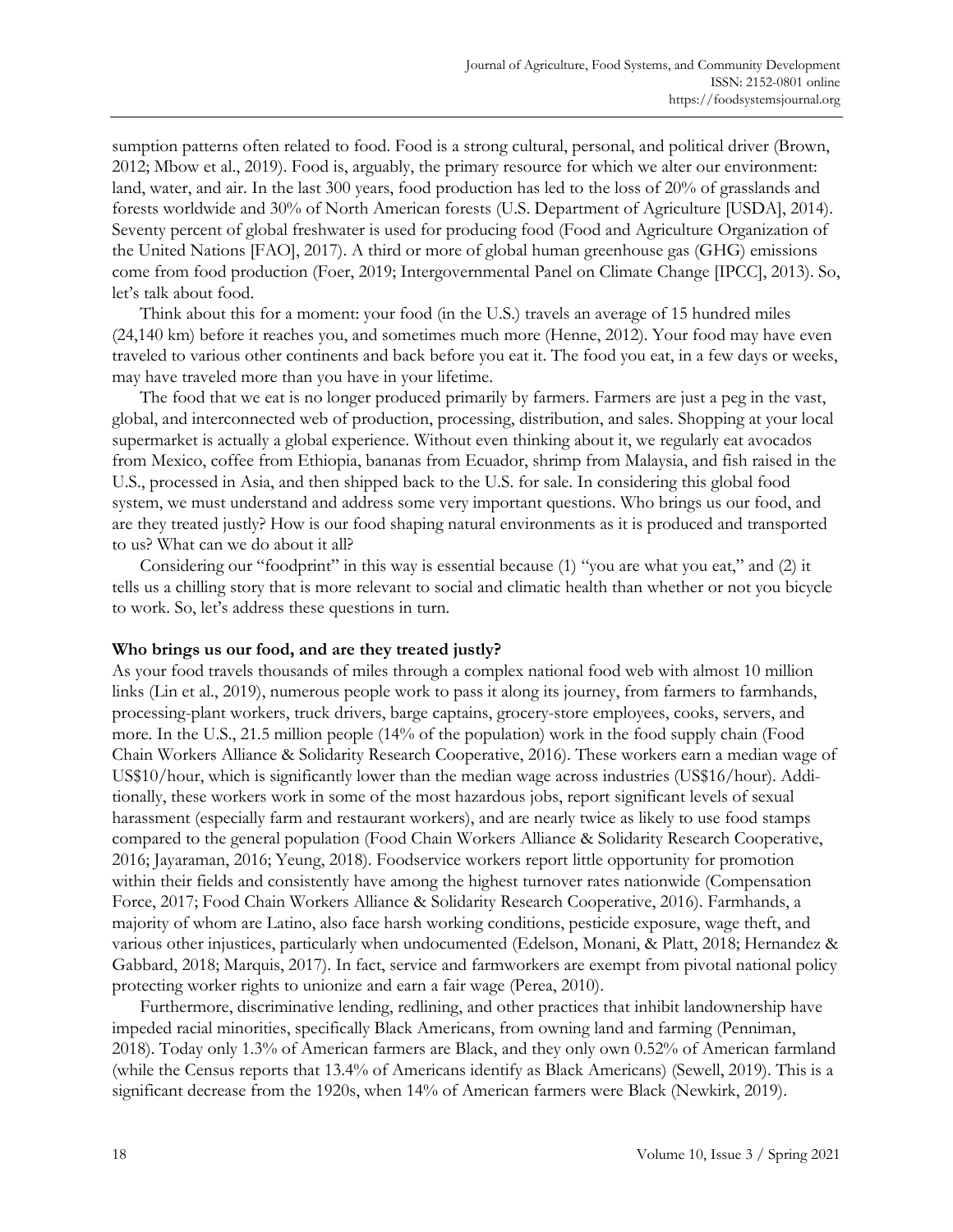sumption patterns often related to food. Food is a strong cultural, personal, and political driver (Brown, 2012; Mbow et al., 2019). Food is, arguably, the primary resource for which we alter our environment: land, water, and air. In the last 300 years, food production has led to the loss of 20% of grasslands and forests worldwide and 30% of North American forests (U.S. Department of Agriculture [USDA], 2014). Seventy percent of global freshwater is used for producing food (Food and Agriculture Organization of the United Nations [FAO], 2017). A third or more of global human greenhouse gas (GHG) emissions come from food production (Foer, 2019; Intergovernmental Panel on Climate Change [IPCC], 2013). So, let's talk about food.

Think about this for a moment: your food (in the U.S.) travels an average of 15 hundred miles (24,140 km) before it reaches you, and sometimes much more (Henne, 2012). Your food may have even traveled to various other continents and back before you eat it. The food you eat, in a few days or weeks, may have traveled more than you have in your lifetime.

The food that we eat is no longer produced primarily by farmers. Farmers are just a peg in the vast, global, and interconnected web of production, processing, distribution, and sales. Shopping at your local supermarket is actually a global experience. Without even thinking about it, we regularly eat avocados from Mexico, coffee from Ethiopia, bananas from Ecuador, shrimp from Malaysia, and fish raised in the U.S., processed in Asia, and then shipped back to the U.S. for sale. In considering this global food system, we must understand and address some very important questions. Who brings us our food, and are they treated justly? How is our food shaping natural environments as it is produced and transported to us? What can we do about it all?

Considering our "foodprint" in this way is essential because (1) "you are what you eat," and (2) it tells us a chilling story that is more relevant to social and climatic health than whether or not you bicycle to work. So, let's address these questions in turn.

**Who brings us our food, and are they treated justly?**

As your food travels thousands of miles through a complex national food web with almost 10 million links (Lin et al., 2019), numerous people work to pass it along its journey, from farmers to farmhands, processing-plant workers, truck drivers, barge captains, grocery-store employees, cooks, servers, and more. In the U.S., 21.5 million people (14% of the population) work in the food supply chain (Food Chain Workers Alliance & Solidarity Research Cooperative, 2016). These workers earn a median wage of US$10/hour, which is significantly lower than the median wage across industries (US$16/hour). Additionally, these workers work in some of the most hazardous jobs, report significant levels of sexual harassment (especially farm and restaurant workers), and are nearly twice as likely to use food stamps compared to the general population (Food Chain Workers Alliance & Solidarity Research Cooperative, 2016; Jayaraman, 2016; Yeung, 2018). Foodservice workers report little opportunity for promotion within their fields and consistently have among the highest turnover rates nationwide (Compensation Force, 2017; Food Chain Workers Alliance & Solidarity Research Cooperative, 2016). Farmhands, a majority of whom are Latino, also face harsh working conditions, pesticide exposure, wage theft, and various other injustices, particularly when undocumented (Edelson, Monani, & Platt, 2018; Hernandez & Gabbard, 2018; Marquis, 2017). In fact, service and farmworkers are exempt from pivotal national policy protecting worker rights to unionize and earn a fair wage (Perea, 2010).

Furthermore, discriminative lending, redlining, and other practices that inhibit landownership have impeded racial minorities, specifically Black Americans, from owning land and farming (Penniman, 2018). Today only 1.3% of American farmers are Black, and they only own 0.52% of American farmland (while the Census reports that 13.4% of Americans identify as Black Americans) (Sewell, 2019). This is a significant decrease from the 1920s, when 14% of American farmers were Black (Newkirk, 2019).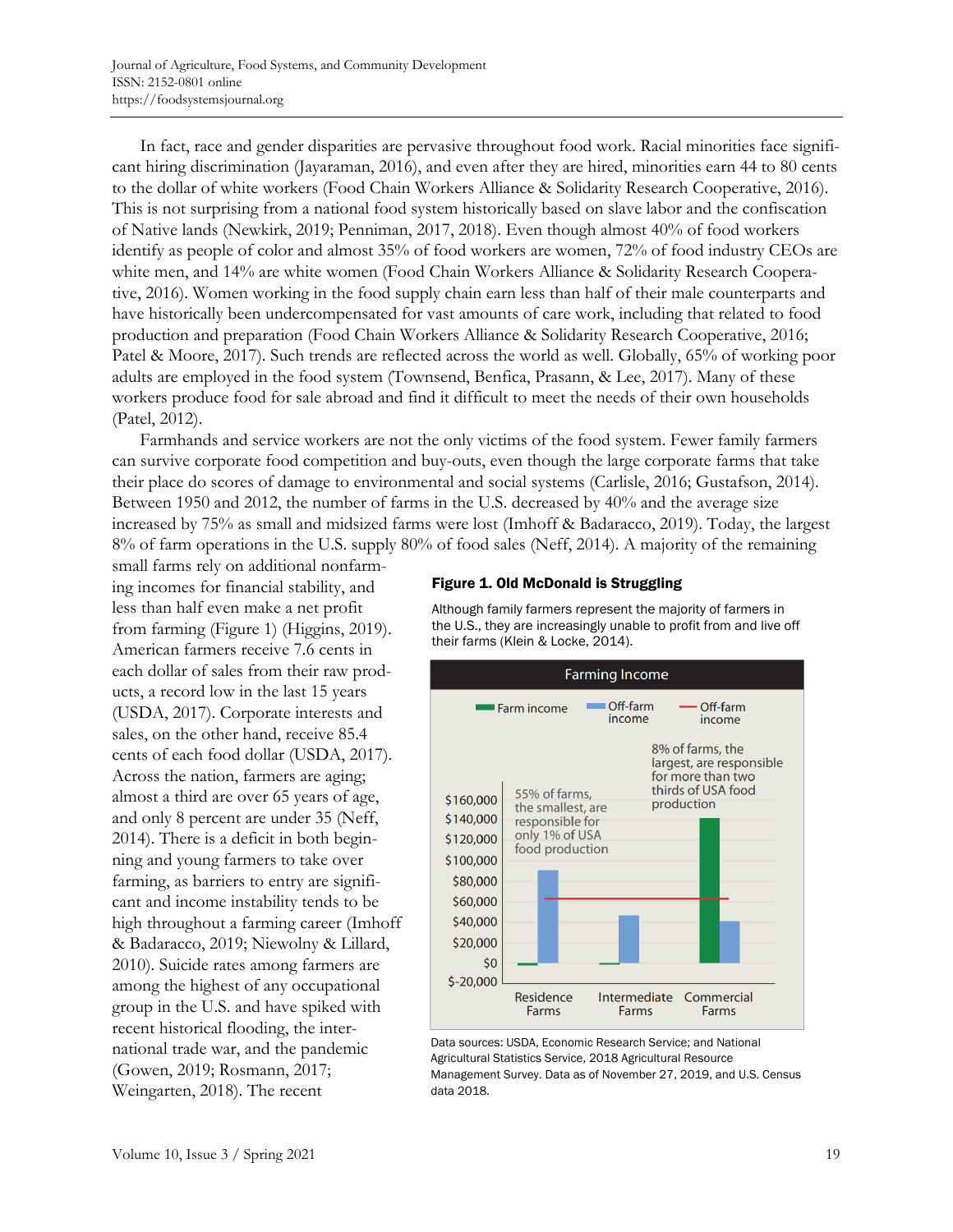In fact, race and gender disparities are pervasive throughout food work. Racial minorities face significant hiring discrimination (Jayaraman, 2016), and even after they are hired, minorities earn 44 to 80 cents to the dollar of white workers (Food Chain Workers Alliance & Solidarity Research Cooperative, 2016). This is not surprising from a national food system historically based on slave labor and the confiscation of Native lands (Newkirk, 2019; Penniman, 2017, 2018). Even though almost 40% of food workers identify as people of color and almost 35% of food workers are women, 72% of food industry CEOs are white men, and 14% are white women (Food Chain Workers Alliance & Solidarity Research Cooperative, 2016). Women working in the food supply chain earn less than half of their male counterparts and have historically been undercompensated for vast amounts of care work, including that related to food production and preparation (Food Chain Workers Alliance & Solidarity Research Cooperative, 2016; Patel & Moore, 2017). Such trends are reflected across the world as well. Globally, 65% of working poor adults are employed in the food system (Townsend, Benfica, Prasann, & Lee, 2017). Many of these workers produce food for sale abroad and find it difficult to meet the needs of their own households (Patel, 2012).

Farmhands and service workers are not the only victims of the food system. Fewer family farmers can survive corporate food competition and buy-outs, even though the large corporate farms that take their place do scores of damage to environmental and social systems (Carlisle, 2016; Gustafson, 2014). Between 1950 and 2012, the number of farms in the U.S. decreased by 40% and the average size increased by 75% as small and midsized farms were lost (Imhoff & Badaracco, 2019). Today, the largest 8% of farm operations in the U.S. supply 80% of food sales (Neff, 2014). A majority of the remaining small farms rely on additional nonfarming incomes for financial stability, and less than half even make a net profit from farming (Figure 1) (Higgins, 2019). American farmers receive 7.6 cents in each dollar of sales from their raw products, a record low in the last 15 years (USDA, 2017). Corporate interests and sales, on the other hand, receive 85.4 cents of each food dollar (USDA, 2017). Across the nation, farmers are aging; almost a third are over 65 years of age, and only 8 percent are under 35 (Neff, 2014). There is a deficit in both beginning and young farmers to take over farming, as barriers to entry are significant and income instability tends to be high throughout a farming career (Imhoff & Badaracco, 2019; Niewolny & Lillard, 2010). Suicide rates among farmers are among the highest of any occupational group in the U.S. and have spiked with recent historical flooding, the international trade war, and the pandemic (Gowen, 2019; Rosmann, 2017; Weingarten, 2018). The recent

**Figure 1. Old McDonald is Struggling**

Although family farmers represent the majority of farmers in the U.S., they are increasingly unable to profit from and live off their farms (Klein & Locke, 2014).

Data sources: USDA, Economic Research Service; and National Agricultural Statistics Service, 2018 Agricultural Resource Management Survey. Data as of November 27, 2019, and U.S. Census data 2018.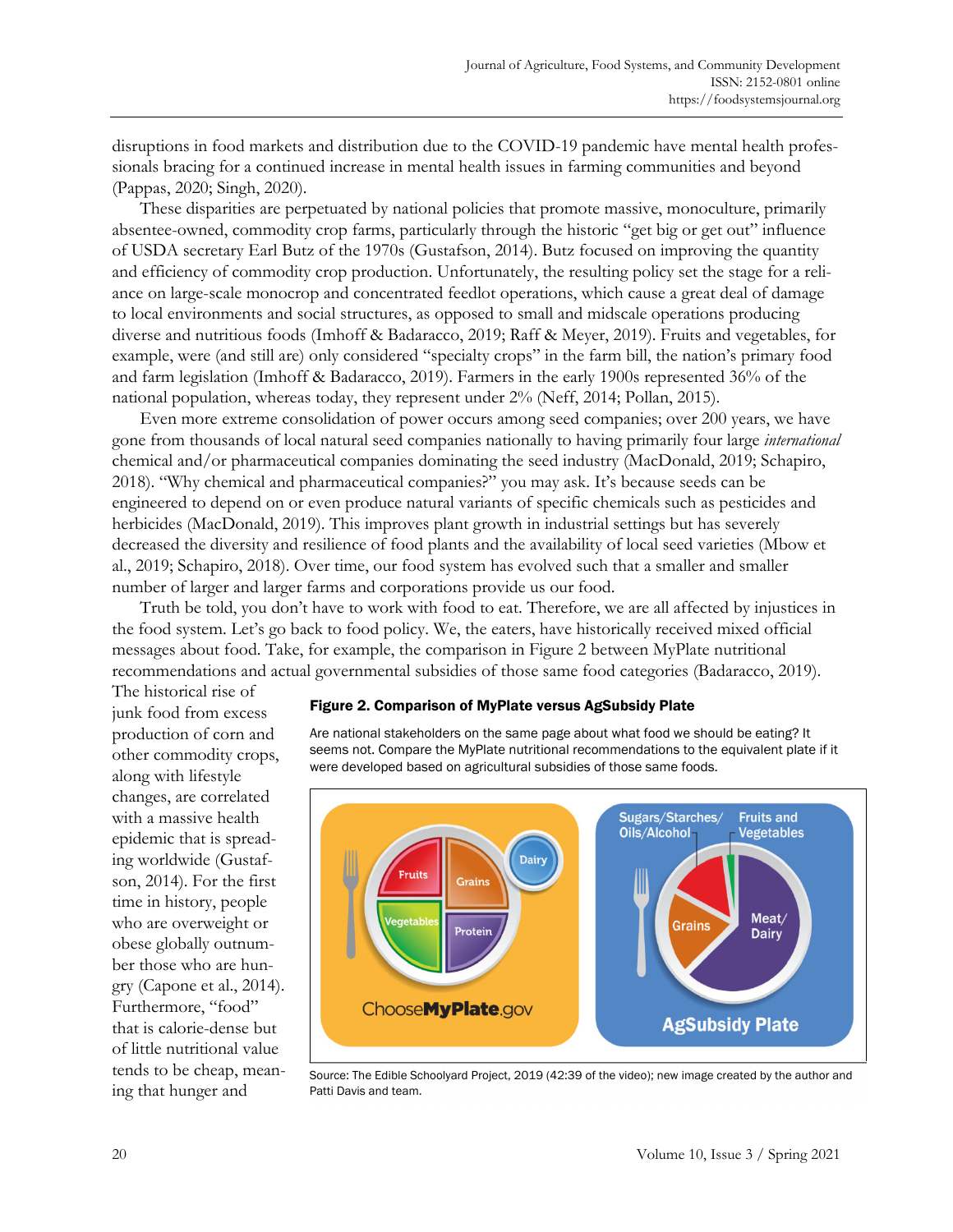disruptions in food markets and distribution due to the COVID-19 pandemic have mental health professionals bracing for a continued increase in mental health issues in farming communities and beyond (Pappas, 2020; Singh, 2020).

These disparities are perpetuated by national policies that promote massive, monoculture, primarily absentee-owned, commodity crop farms, particularly through the historic "get big or get out" influence of USDA secretary Earl Butz of the 1970s (Gustafson, 2014). Butz focused on improving the quantity and efficiency of commodity crop production. Unfortunately, the resulting policy set the stage for a reliance on large-scale monocrop and concentrated feedlot operations, which cause a great deal of damage to local environments and social structures, as opposed to small and midscale operations producing diverse and nutritious foods (Imhoff & Badaracco, 2019; Raff & Meyer, 2019). Fruits and vegetables, for example, were (and still are) only considered "specialty crops" in the farm bill, the nation's primary food and farm legislation (Imhoff & Badaracco, 2019). Farmers in the early 1900s represented 36% of the national population, whereas today, they represent under 2% (Neff, 2014; Pollan, 2015).

Even more extreme consolidation of power occurs among seed companies; over 200 years, we have gone from thousands of local natural seed companies nationally to having primarily four large *international* chemical and/or pharmaceutical companies dominating the seed industry (MacDonald, 2019; Schapiro, 2018). "Why chemical and pharmaceutical companies?" you may ask. It's because seeds can be engineered to depend on or even produce natural variants of specific chemicals such as pesticides and herbicides (MacDonald, 2019). This improves plant growth in industrial settings but has severely decreased the diversity and resilience of food plants and the availability of local seed varieties (Mbow et al., 2019; Schapiro, 2018). Over time, our food system has evolved such that a smaller and smaller number of larger and larger farms and corporations provide us our food.

Truth be told, you don't have to work with food to eat. Therefore, we are all affected by injustices in the food system. Let's go back to food policy. We, the eaters, have historically received mixed official messages about food. Take, for example, the comparison in Figure 2 between MyPlate nutritional recommendations and actual governmental subsidies of those same food categories (Badaracco, 2019). The historical rise of junk food from excess production of corn and other commodity crops, along with lifestyle changes, are correlated with a massive health epidemic that is spreading worldwide (Gustafson, 2014). For the first time in history, people who are overweight or obese globally outnumber those who are hungry (Capone et al., 2014). Furthermore, "food" that is calorie-dense but of little nutritional value tends to be cheap, meaning that hunger and

**Figure 2. Comparison of MyPlate versus AgSubsidy Plate**

Are national stakeholders on the same page about what food we should be eating? It seems not. Compare the MyPlate nutritional recommendations to the equivalent plate if it were developed based on agricultural subsidies of those same foods.

Source: The Edible Schoolyard Project, 2019 (42:39 of the video); new image created by the author and Patti Davis and team.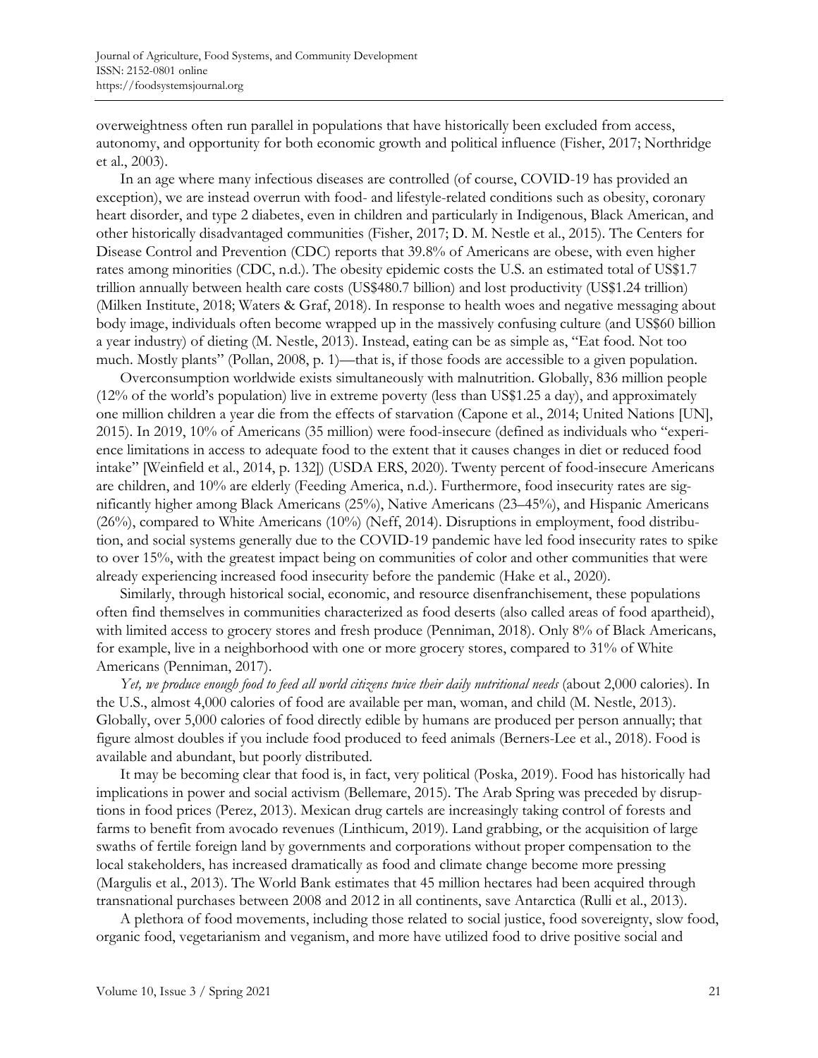overweightness often run parallel in populations that have historically been excluded from access, autonomy, and opportunity for both economic growth and political influence (Fisher, 2017; Northridge et al., 2003).

In an age where many infectious diseases are controlled (of course, COVID-19 has provided an exception), we are instead overrun with food- and lifestyle-related conditions such as obesity, coronary heart disorder, and type 2 diabetes, even in children and particularly in Indigenous, Black American, and other historically disadvantaged communities (Fisher, 2017; D. M. Nestle et al., 2015). The Centers for Disease Control and Prevention (CDC) reports that 39.8% of Americans are obese, with even higher rates among minorities (CDC, n.d.). The obesity epidemic costs the U.S. an estimated total of US$1.7 trillion annually between health care costs (US$480.7 billion) and lost productivity (US$1.24 trillion) (Milken Institute, 2018; Waters & Graf, 2018). In response to health woes and negative messaging about body image, individuals often become wrapped up in the massively confusing culture (and US$60 billion a year industry) of dieting (M. Nestle, 2013). Instead, eating can be as simple as, "Eat food. Not too much. Mostly plants" (Pollan, 2008, p. 1)—that is, if those foods are accessible to a given population.

Overconsumption worldwide exists simultaneously with malnutrition. Globally, 836 million people (12% of the world's population) live in extreme poverty (less than US$1.25 a day), and approximately one million children a year die from the effects of starvation (Capone et al., 2014; United Nations [UN], 2015). In 2019, 10% of Americans (35 million) were food-insecure (defined as individuals who "experience limitations in access to adequate food to the extent that it causes changes in diet or reduced food intake" [Weinfield et al., 2014, p. 132]) (USDA ERS, 2020). Twenty percent of food-insecure Americans are children, and 10% are elderly (Feeding America, n.d.). Furthermore, food insecurity rates are significantly higher among Black Americans (25%), Native Americans (23–45%), and Hispanic Americans (26%), compared to White Americans (10%) (Neff, 2014). Disruptions in employment, food distribution, and social systems generally due to the COVID-19 pandemic have led food insecurity rates to spike to over 15%, with the greatest impact being on communities of color and other communities that were already experiencing increased food insecurity before the pandemic (Hake et al., 2020).

Similarly, through historical social, economic, and resource disenfranchisement, these populations often find themselves in communities characterized as food deserts (also called areas of food apartheid), with limited access to grocery stores and fresh produce (Penniman, 2018). Only 8% of Black Americans, for example, live in a neighborhood with one or more grocery stores, compared to 31% of White Americans (Penniman, 2017).

*Yet, we produce enough food to feed all world citizens twice their daily nutritional needs* (about 2,000 calories). In the U.S., almost 4,000 calories of food are available per man, woman, and child (M. Nestle, 2013). Globally, over 5,000 calories of food directly edible by humans are produced per person annually; that figure almost doubles if you include food produced to feed animals (Berners-Lee et al., 2018). Food is available and abundant, but poorly distributed.

It may be becoming clear that food is, in fact, very political (Poska, 2019). Food has historically had implications in power and social activism (Bellemare, 2015). The Arab Spring was preceded by disruptions in food prices (Perez, 2013). Mexican drug cartels are increasingly taking control of forests and farms to benefit from avocado revenues (Linthicum, 2019). Land grabbing, or the acquisition of large swaths of fertile foreign land by governments and corporations without proper compensation to the local stakeholders, has increased dramatically as food and climate change become more pressing (Margulis et al., 2013). The World Bank estimates that 45 million hectares had been acquired through transnational purchases between 2008 and 2012 in all continents, save Antarctica (Rulli et al., 2013).

A plethora of food movements, including those related to social justice, food sovereignty, slow food, organic food, vegetarianism and veganism, and more have utilized food to drive positive social and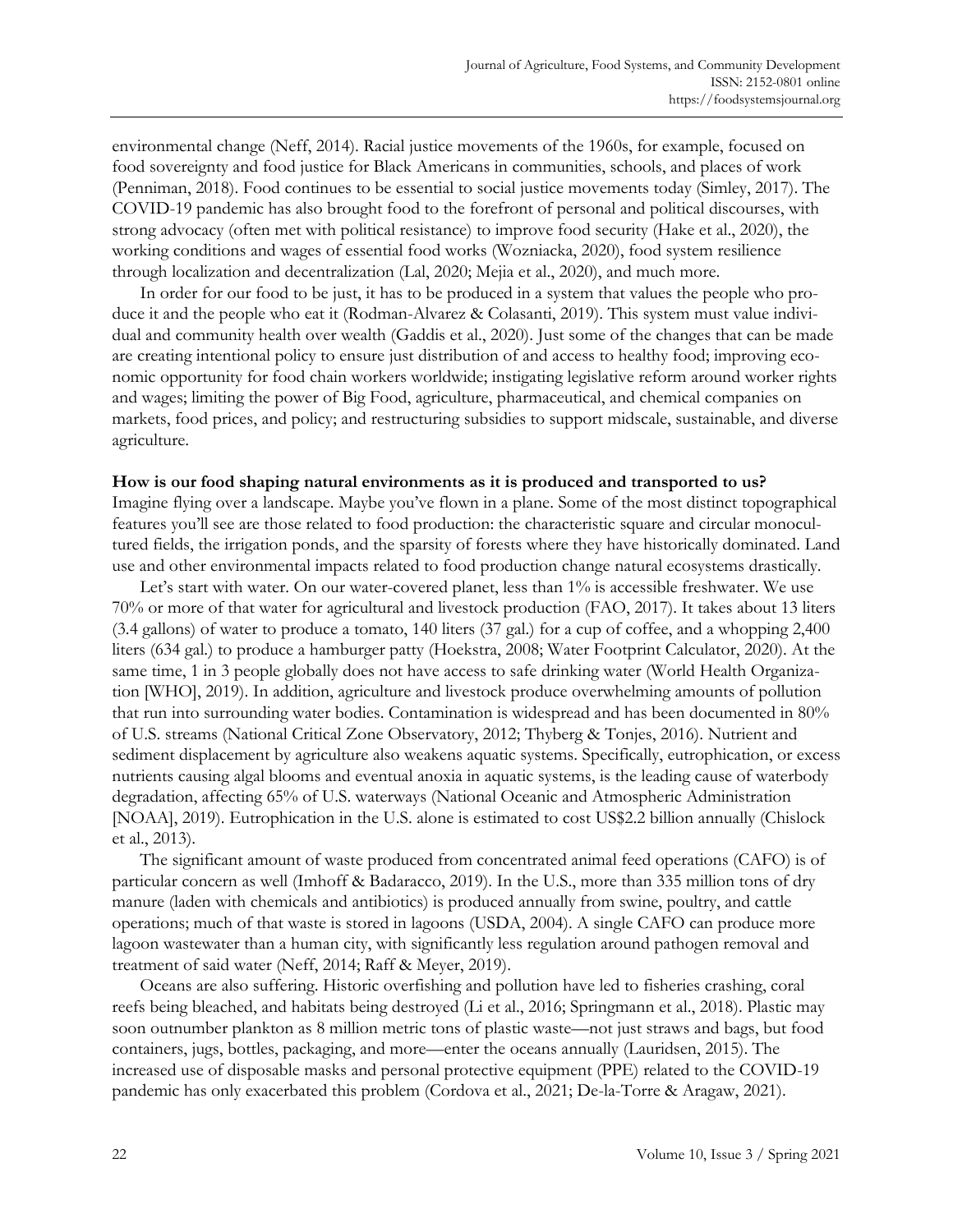environmental change (Neff, 2014). Racial justice movements of the 1960s, for example, focused on food sovereignty and food justice for Black Americans in communities, schools, and places of work (Penniman, 2018). Food continues to be essential to social justice movements today (Simley, 2017). The COVID-19 pandemic has also brought food to the forefront of personal and political discourses, with strong advocacy (often met with political resistance) to improve food security (Hake et al., 2020), the working conditions and wages of essential food works (Wozniacka, 2020), food system resilience through localization and decentralization (Lal, 2020; Mejia et al., 2020), and much more.

In order for our food to be just, it has to be produced in a system that values the people who produce it and the people who eat it (Rodman-Alvarez & Colasanti, 2019). This system must value individual and community health over wealth (Gaddis et al., 2020). Just some of the changes that can be made are creating intentional policy to ensure just distribution of and access to healthy food; improving economic opportunity for food chain workers worldwide; instigating legislative reform around worker rights and wages; limiting the power of Big Food, agriculture, pharmaceutical, and chemical companies on markets, food prices, and policy; and restructuring subsidies to support midscale, sustainable, and diverse agriculture.

**How is our food shaping natural environments as it is produced and transported to us?**

Imagine flying over a landscape. Maybe you've flown in a plane. Some of the most distinct topographical features you'll see are those related to food production: the characteristic square and circular monocultured fields, the irrigation ponds, and the sparsity of forests where they have historically dominated. Land use and other environmental impacts related to food production change natural ecosystems drastically.

Let's start with water. On our water-covered planet, less than 1% is accessible freshwater. We use 70% or more of that water for agricultural and livestock production (FAO, 2017). It takes about 13 liters (3.4 gallons) of water to produce a tomato, 140 liters (37 gal.) for a cup of coffee, and a whopping 2,400 liters (634 gal.) to produce a hamburger patty (Hoekstra, 2008; Water Footprint Calculator, 2020). At the same time, 1 in 3 people globally does not have access to safe drinking water (World Health Organization [WHO], 2019). In addition, agriculture and livestock produce overwhelming amounts of pollution that run into surrounding water bodies. Contamination is widespread and has been documented in 80% of U.S. streams (National Critical Zone Observatory, 2012; Thyberg & Tonjes, 2016). Nutrient and sediment displacement by agriculture also weakens aquatic systems. Specifically, eutrophication, or excess nutrients causing algal blooms and eventual anoxia in aquatic systems, is the leading cause of waterbody degradation, affecting 65% of U.S. waterways (National Oceanic and Atmospheric Administration [NOAA], 2019). Eutrophication in the U.S. alone is estimated to cost US$2.2 billion annually (Chislock et al., 2013).

The significant amount of waste produced from concentrated animal feed operations (CAFO) is of particular concern as well (Imhoff & Badaracco, 2019). In the U.S., more than 335 million tons of dry manure (laden with chemicals and antibiotics) is produced annually from swine, poultry, and cattle operations; much of that waste is stored in lagoons (USDA, 2004). A single CAFO can produce more lagoon wastewater than a human city, with significantly less regulation around pathogen removal and treatment of said water (Neff, 2014; Raff & Meyer, 2019).

Oceans are also suffering. Historic overfishing and pollution have led to fisheries crashing, coral reefs being bleached, and habitats being destroyed (Li et al., 2016; Springmann et al., 2018). Plastic may soon outnumber plankton as 8 million metric tons of plastic waste—not just straws and bags, but food containers, jugs, bottles, packaging, and more—enter the oceans annually (Lauridsen, 2015). The increased use of disposable masks and personal protective equipment (PPE) related to the COVID-19 pandemic has only exacerbated this problem (Cordova et al., 2021; De-la-Torre & Aragaw, 2021).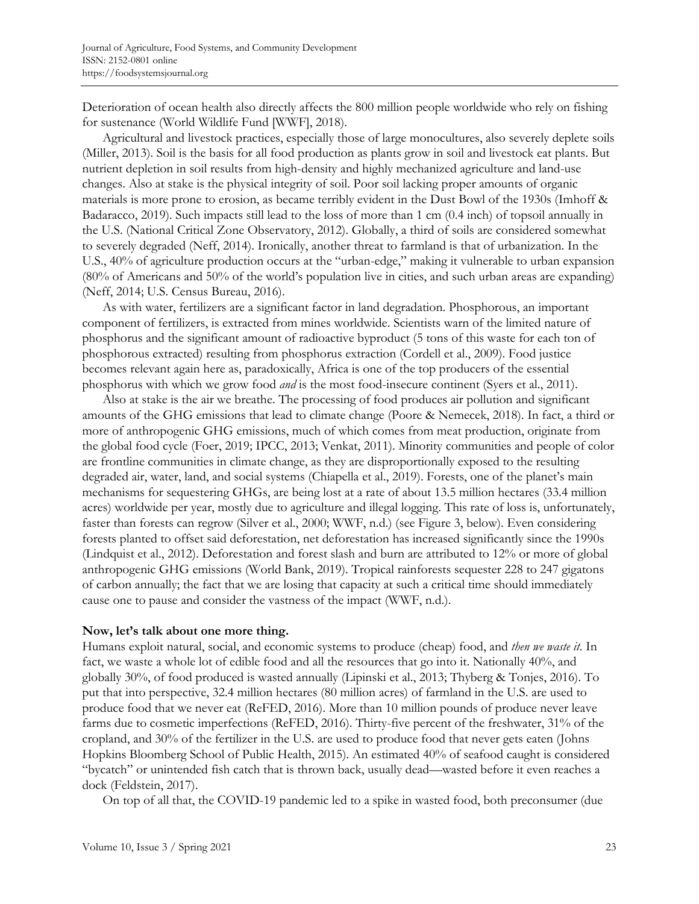Deterioration of ocean health also directly affects the 800 million people worldwide who rely on fishing for sustenance (World Wildlife Fund [WWF], 2018).

Agricultural and livestock practices, especially those of large monocultures, also severely deplete soils (Miller, 2013). Soil is the basis for all food production as plants grow in soil and livestock eat plants. But nutrient depletion in soil results from high-density and highly mechanized agriculture and land-use changes. Also at stake is the physical integrity of soil. Poor soil lacking proper amounts of organic materials is more prone to erosion, as became terribly evident in the Dust Bowl of the 1930s (Imhoff & Badaracco, 2019). Such impacts still lead to the loss of more than 1 cm (0.4 inch) of topsoil annually in the U.S. (National Critical Zone Observatory, 2012). Globally, a third of soils are considered somewhat to severely degraded (Neff, 2014). Ironically, another threat to farmland is that of urbanization. In the U.S., 40% of agriculture production occurs at the "urban-edge," making it vulnerable to urban expansion (80% of Americans and 50% of the world's population live in cities, and such urban areas are expanding) (Neff, 2014; U.S. Census Bureau, 2016).

As with water, fertilizers are a significant factor in land degradation. Phosphorous, an important component of fertilizers, is extracted from mines worldwide. Scientists warn of the limited nature of phosphorus and the significant amount of radioactive byproduct (5 tons of this waste for each ton of phosphorous extracted) resulting from phosphorus extraction (Cordell et al., 2009). Food justice becomes relevant again here as, paradoxically, Africa is one of the top producers of the essential phosphorus with which we grow food *and* is the most food-insecure continent (Syers et al., 2011).

Also at stake is the air we breathe. The processing of food produces air pollution and significant amounts of the GHG emissions that lead to climate change (Poore & Nemecek, 2018). In fact, a third or more of anthropogenic GHG emissions, much of which comes from meat production, originate from the global food cycle (Foer, 2019; IPCC, 2013; Venkat, 2011). Minority communities and people of color are frontline communities in climate change, as they are disproportionally exposed to the resulting degraded air, water, land, and social systems (Chiapella et al., 2019). Forests, one of the planet's main mechanisms for sequestering GHGs, are being lost at a rate of about 13.5 million hectares (33.4 million acres) worldwide per year, mostly due to agriculture and illegal logging. This rate of loss is, unfortunately, faster than forests can regrow (Silver et al., 2000; WWF, n.d.) (see Figure 3, below). Even considering forests planted to offset said deforestation, net deforestation has increased significantly since the 1990s (Lindquist et al., 2012). Deforestation and forest slash and burn are attributed to 12% or more of global anthropogenic GHG emissions (World Bank, 2019). Tropical rainforests sequester 228 to 247 gigatons of carbon annually; the fact that we are losing that capacity at such a critical time should immediately cause one to pause and consider the vastness of the impact (WWF, n.d.).

**Now, let's talk about one more thing.**

Humans exploit natural, social, and economic systems to produce (cheap) food, and *then we waste it*. In fact, we waste a whole lot of edible food and all the resources that go into it. Nationally 40%, and globally 30%, of food produced is wasted annually (Lipinski et al., 2013; Thyberg & Tonjes, 2016). To put that into perspective, 32.4 million hectares (80 million acres) of farmland in the U.S. are used to produce food that we never eat (ReFED, 2016). More than 10 million pounds of produce never leave farms due to cosmetic imperfections (ReFED, 2016). Thirty-five percent of the freshwater, 31% of the cropland, and 30% of the fertilizer in the U.S. are used to produce food that never gets eaten (Johns Hopkins Bloomberg School of Public Health, 2015). An estimated 40% of seafood caught is considered "bycatch" or unintended fish catch that is thrown back, usually dead—wasted before it even reaches a dock (Feldstein, 2017).

On top of all that, the COVID-19 pandemic led to a spike in wasted food, both preconsumer (due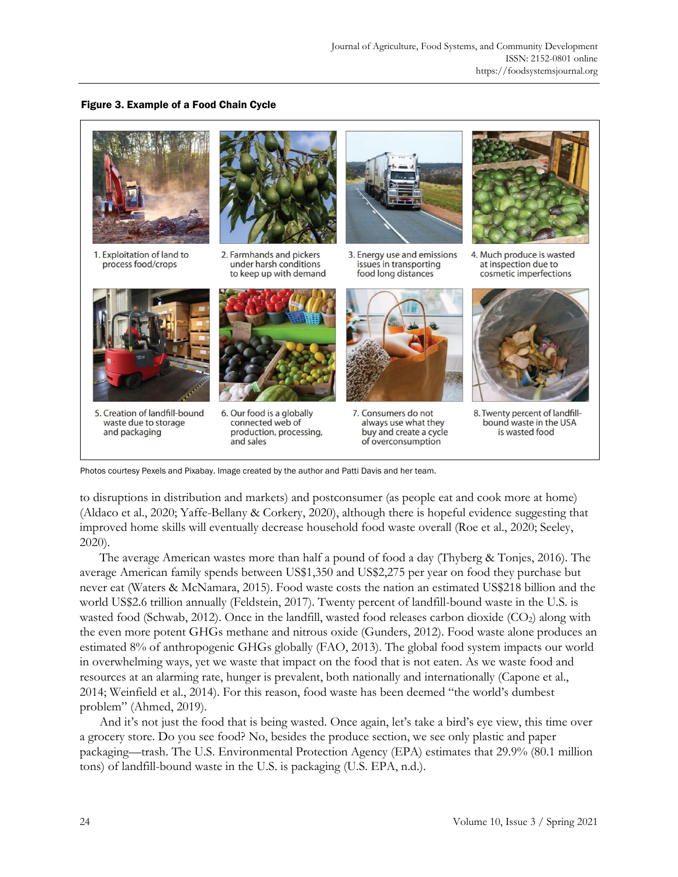**Figure 3. Example of a Food Chain Cycle**

1. Exploitation of land to process food/crops
2. Farmhands and pickers under harsh conditions to keep up with demand
3. Energy use and emissions issues in transporting food long distances
4. Much produce is wasted at inspection due to cosmetic imperfections
5. Creation of landfill-bound waste due to storage and packaging
6. Our food is a globally connected web of production, processing, and sales
7. Consumers do not always use what they buy and create a cycle of overconsumption
8. Twenty percent of landfill-bound waste in the USA is wasted food

Photos courtesy Pexels and Pixabay. Image created by the author and Patti Davis and her team.

to disruptions in distribution and markets) and postconsumer (as people eat and cook more at home) (Aldaco et al., 2020; Yaffe-Bellany & Corkery, 2020), although there is hopeful evidence suggesting that improved home skills will eventually decrease household food waste overall (Roe et al., 2020; Seeley, 2020).

The average American wastes more than half a pound of food a day (Thyberg & Tonjes, 2016). The average American family spends between US$1,350 and US$2,275 per year on food they purchase but never eat (Waters & McNamara, 2015). Food waste costs the nation an estimated US$218 billion and the world US$2.6 trillion annually (Feldstein, 2017). Twenty percent of landfill-bound waste in the U.S. is wasted food (Schwab, 2012). Once in the landfill, wasted food releases carbon dioxide ($CO_2$) along with the even more potent GHGs methane and nitrous oxide (Gunders, 2012). Food waste alone produces an estimated 8% of anthropogenic GHGs globally (FAO, 2013). The global food system impacts our world in overwhelming ways, yet we waste that impact on the food that is not eaten. As we waste food and resources at an alarming rate, hunger is prevalent, both nationally and internationally (Capone et al., 2014; Weinfield et al., 2014). For this reason, food waste has been deemed "the world's dumbest problem" (Ahmed, 2019).

And it's not just the food that is being wasted. Once again, let's take a bird's eye view, this time over a grocery store. Do you see food? No, besides the produce section, we see only plastic and paper packaging—trash. The U.S. Environmental Protection Agency (EPA) estimates that 29.9% (80.1 million tons) of landfill-bound waste in the U.S. is packaging (U.S. EPA, n.d.).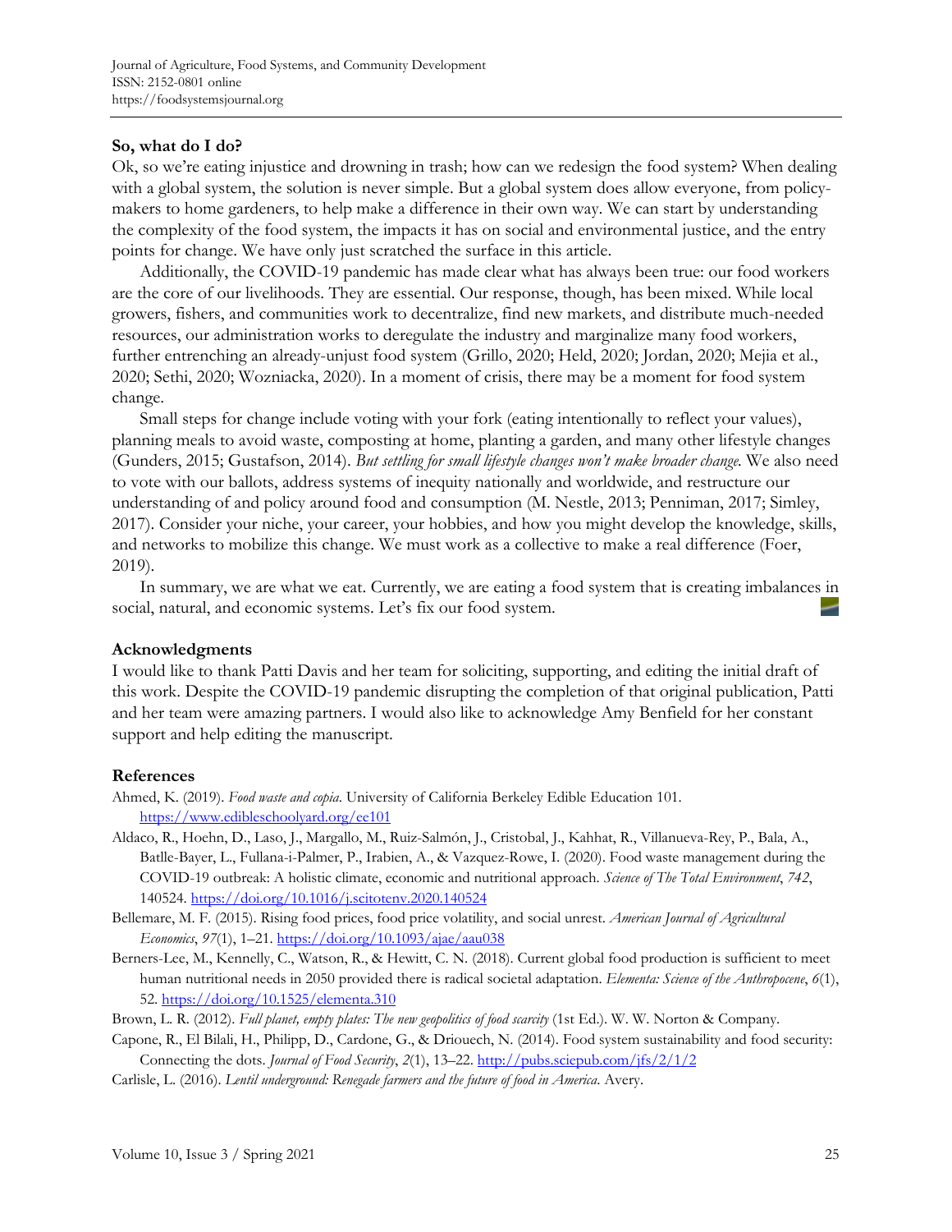### So, what do I do?

Ok, so we're eating injustice and drowning in trash; how can we redesign the food system? When dealing with a global system, the solution is never simple. But a global system does allow everyone, from policy-makers to home gardeners, to help make a difference in their own way. We can start by understanding the complexity of the food system, the impacts it has on social and environmental justice, and the entry points for change. We have only just scratched the surface in this article.

Additionally, the COVID-19 pandemic has made clear what has always been true: our food workers are the core of our livelihoods. They are essential. Our response, though, has been mixed. While local growers, fishers, and communities work to decentralize, find new markets, and distribute much-needed resources, our administration works to deregulate the industry and marginalize many food workers, further entrenching an already-unjust food system (Grillo, 2020; Held, 2020; Jordan, 2020; Mejia et al., 2020; Sethi, 2020; Wozniacka, 2020). In a moment of crisis, there may be a moment for food system change.

Small steps for change include voting with your fork (eating intentionally to reflect your values), planning meals to avoid waste, composting at home, planting a garden, and many other lifestyle changes (Gunders, 2015; Gustafson, 2014). *But settling for small lifestyle changes won't make broader change.* We also need to vote with our ballots, address systems of inequity nationally and worldwide, and restructure our understanding of and policy around food and consumption (M. Nestle, 2013; Penniman, 2017; Simley, 2017). Consider your niche, your career, your hobbies, and how you might develop the knowledge, skills, and networks to mobilize this change. We must work as a collective to make a real difference (Foer, 2019).

In summary, we are what we eat. Currently, we are eating a food system that is creating imbalances in social, natural, and economic systems. Let's fix our food system.

### Acknowledgments

I would like to thank Patti Davis and her team for soliciting, supporting, and editing the initial draft of this work. Despite the COVID-19 pandemic disrupting the completion of that original publication, Patti and her team were amazing partners. I would also like to acknowledge Amy Benfield for her constant support and help editing the manuscript.

### References

Ahmed, K. (2019). *Food waste and copia*. University of California Berkeley Edible Education 101. https://www.edibleschoolyard.org/ee101

Aldaco, R., Hoehn, D., Laso, J., Margallo, M., Ruiz-Salmón, J., Cristobal, J., Kahhat, R., Villanueva-Rey, P., Bala, A., Batlle-Bayer, L., Fullana-i-Palmer, P., Irabien, A., & Vazquez-Rowe, I. (2020). Food waste management during the COVID-19 outbreak: A holistic climate, economic and nutritional approach. *Science of The Total Environment*, *742*, 140524. https://doi.org/10.1016/j.scitotenv.2020.140524

Bellemare, M. F. (2015). Rising food prices, food price volatility, and social unrest. *American Journal of Agricultural Economics*, *97*(1), 1–21. https://doi.org/10.1093/ajae/aau038

Berners-Lee, M., Kennelly, C., Watson, R., & Hewitt, C. N. (2018). Current global food production is sufficient to meet human nutritional needs in 2050 provided there is radical societal adaptation. *Elementa: Science of the Anthropocene*, *6*(1), 52. https://doi.org/10.1525/elementa.310

Brown, L. R. (2012). *Full planet, empty plates: The new geopolitics of food scarcity* (1st Ed.). W. W. Norton & Company.

Capone, R., El Bilali, H., Philipp, D., Cardone, G., & Driouech, N. (2014). Food system sustainability and food security: Connecting the dots. *Journal of Food Security*, *2*(1), 13–22. http://pubs.sciepub.com/jfs/2/1/2

Carlisle, L. (2016). *Lentil underground: Renegade farmers and the future of food in America*. Avery.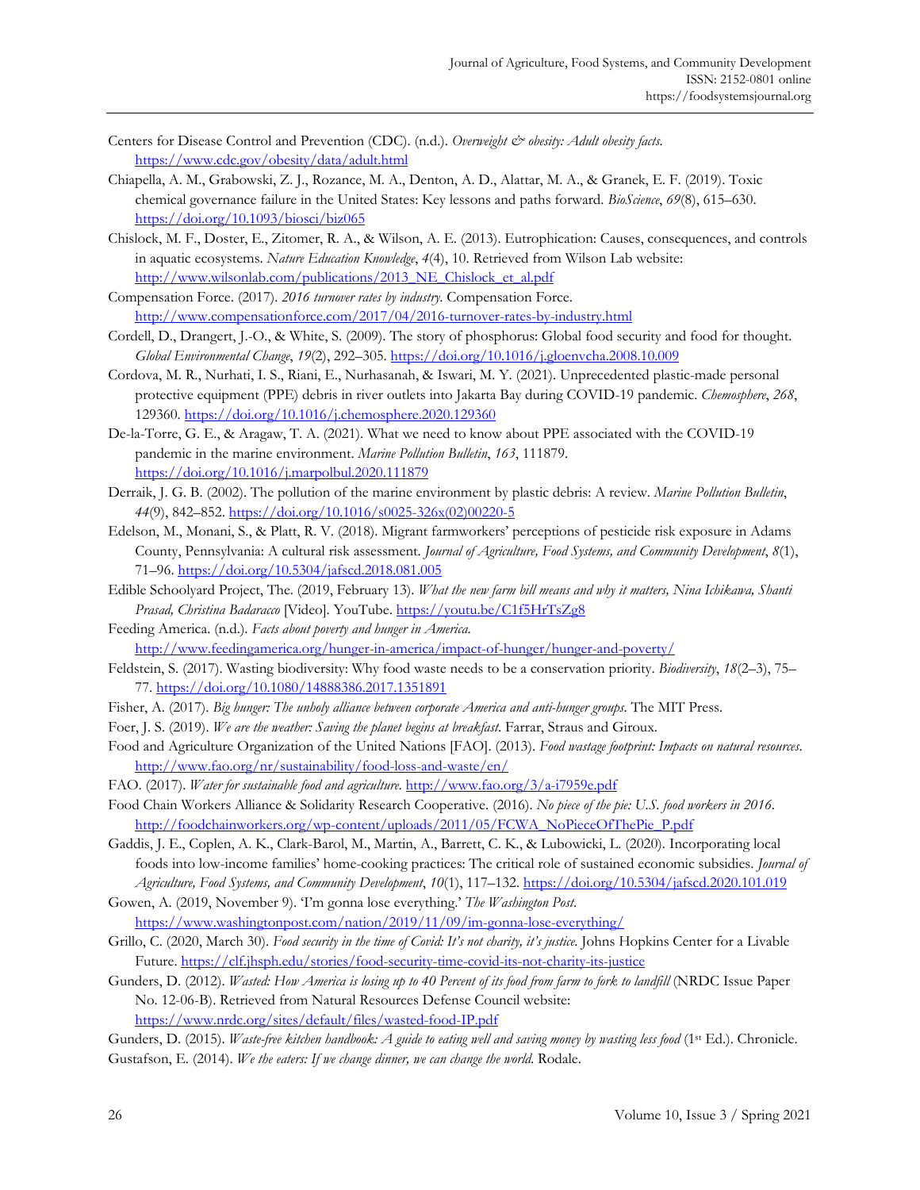Centers for Disease Control and Prevention (CDC). (n.d.). *Overweight & obesity: Adult obesity facts.* https://www.cdc.gov/obesity/data/adult.html

Chiapella, A. M., Grabowski, Z. J., Rozance, M. A., Denton, A. D., Alattar, M. A., & Granek, E. F. (2019). Toxic chemical governance failure in the United States: Key lessons and paths forward. *BioScience*, *69*(8), 615–630. https://doi.org/10.1093/biosci/biz065

Chislock, M. F., Doster, E., Zitomer, R. A., & Wilson, A. E. (2013). Eutrophication: Causes, consequences, and controls in aquatic ecosystems. *Nature Education Knowledge*, *4*(4), 10. Retrieved from Wilson Lab website: http://www.wilsonlab.com/publications/2013_NE_Chislock_et_al.pdf

Compensation Force. (2017). *2016 turnover rates by industry.* Compensation Force. http://www.compensationforce.com/2017/04/2016-turnover-rates-by-industry.html

Cordell, D., Drangert, J.-O., & White, S. (2009). The story of phosphorus: Global food security and food for thought. *Global Environmental Change*, *19*(2), 292–305. https://doi.org/10.1016/j.gloenvcha.2008.10.009

Cordova, M. R., Nurhati, I. S., Riani, E., Nurhasanah, & Iswari, M. Y. (2021). Unprecedented plastic-made personal protective equipment (PPE) debris in river outlets into Jakarta Bay during COVID-19 pandemic. *Chemosphere*, *268*, 129360. https://doi.org/10.1016/j.chemosphere.2020.129360

De-la-Torre, G. E., & Aragaw, T. A. (2021). What we need to know about PPE associated with the COVID-19 pandemic in the marine environment. *Marine Pollution Bulletin*, *163*, 111879. https://doi.org/10.1016/j.marpolbul.2020.111879

Derraik, J. G. B. (2002). The pollution of the marine environment by plastic debris: A review. *Marine Pollution Bulletin*, *44*(9), 842–852. https://doi.org/10.1016/s0025-326x(02)00220-5

Edelson, M., Monani, S., & Platt, R. V. (2018). Migrant farmworkers' perceptions of pesticide risk exposure in Adams County, Pennsylvania: A cultural risk assessment. *Journal of Agriculture, Food Systems, and Community Development*, *8*(1), 71–96. https://doi.org/10.5304/jafscd.2018.081.005

Edible Schoolyard Project, The. (2019, February 13). *What the new farm bill means and why it matters, Nina Ichikawa, Shanti Prasad, Christina Badaracco* [Video]. YouTube. https://youtu.be/C1f5HrTsZg8

Feeding America. (n.d.). *Facts about poverty and hunger in America.* http://www.feedingamerica.org/hunger-in-america/impact-of-hunger/hunger-and-poverty/

Feldstein, S. (2017). Wasting biodiversity: Why food waste needs to be a conservation priority. *Biodiversity*, *18*(2–3), 75–77. https://doi.org/10.1080/14888386.2017.1351891

Fisher, A. (2017). *Big hunger: The unholy alliance between corporate America and anti-hunger groups.* The MIT Press.

Foer, J. S. (2019). *We are the weather: Saving the planet begins at breakfast.* Farrar, Straus and Giroux.

Food and Agriculture Organization of the United Nations [FAO]. (2013). *Food wastage footprint: Impacts on natural resources.* http://www.fao.org/nr/sustainability/food-loss-and-waste/en/

FAO. (2017). *Water for sustainable food and agriculture.* http://www.fao.org/3/a-i7959e.pdf

Food Chain Workers Alliance & Solidarity Research Cooperative. (2016). *No piece of the pie: U.S. food workers in 2016.* http://foodchainworkers.org/wp-content/uploads/2011/05/FCWA_NoPieceOfThePie_P.pdf

Gaddis, J. E., Coplen, A. K., Clark-Barol, M., Martin, A., Barrett, C. K., & Lubowicki, L. (2020). Incorporating local foods into low-income families' home-cooking practices: The critical role of sustained economic subsidies. *Journal of Agriculture, Food Systems, and Community Development*, *10*(1), 117–132. https://doi.org/10.5304/jafscd.2020.101.019

Gowen, A. (2019, November 9). 'I'm gonna lose everything.' *The Washington Post.* https://www.washingtonpost.com/nation/2019/11/09/im-gonna-lose-everything/

Grillo, C. (2020, March 30). *Food security in the time of Covid: It's not charity, it's justice.* Johns Hopkins Center for a Livable Future. https://clf.jhsph.edu/stories/food-security-time-covid-its-not-charity-its-justice

Gunders, D. (2012). *Wasted: How America is losing up to 40 Percent of its food from farm to fork to landfill* (NRDC Issue Paper No. 12-06-B). Retrieved from Natural Resources Defense Council website: https://www.nrdc.org/sites/default/files/wasted-food-IP.pdf

Gunders, D. (2015). *Waste-free kitchen handbook: A guide to eating well and saving money by wasting less food* (1st Ed.). Chronicle.

Gustafson, E. (2014). *We the eaters: If we change dinner, we can change the world.* Rodale.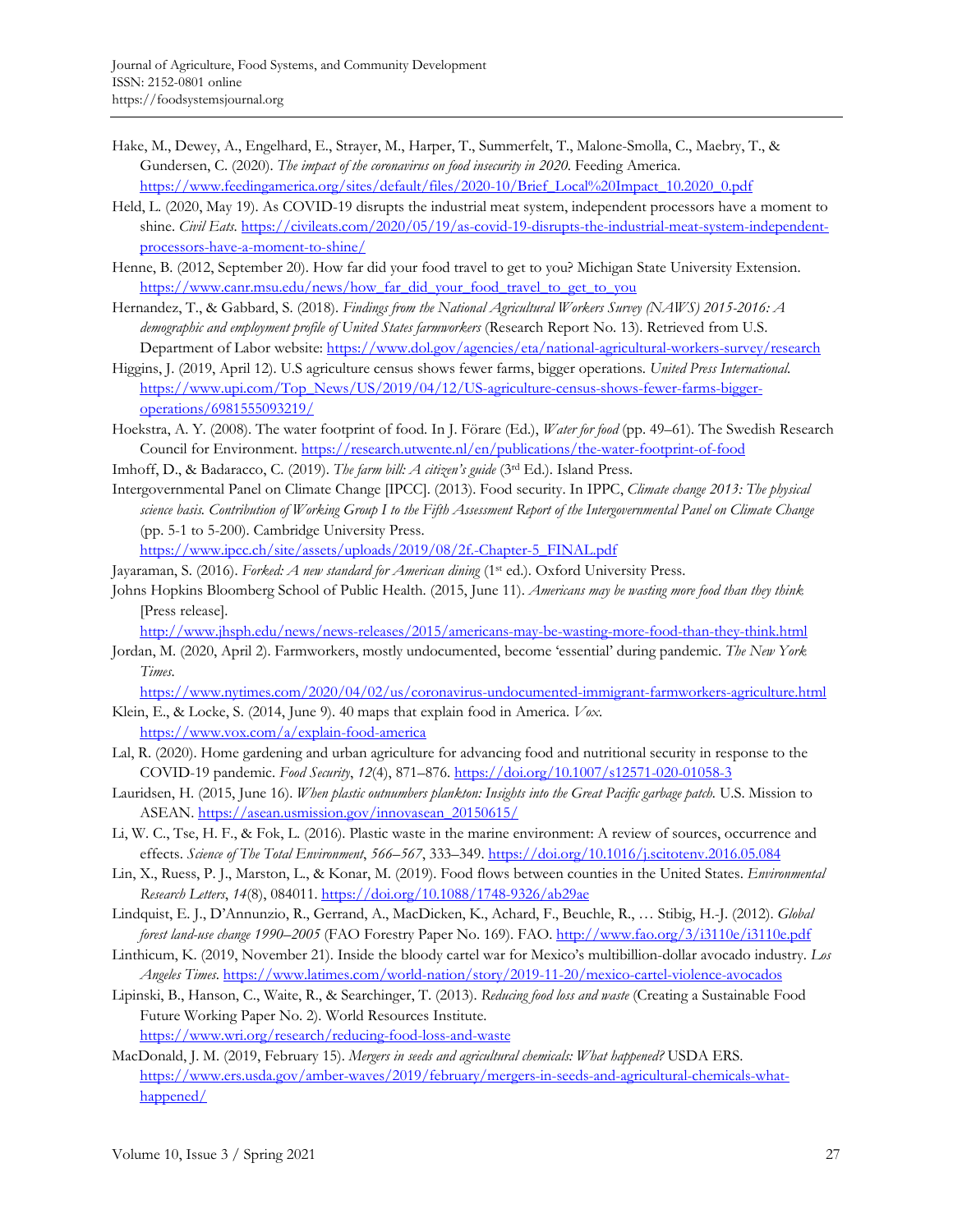Hake, M., Dewey, A., Engelhard, E., Strayer, M., Harper, T., Summerfelt, T., Malone-Smolla, C., Maebry, T., & Gundersen, C. (2020). *The impact of the coronavirus on food insecurity in 2020.* Feeding America. https://www.feedingamerica.org/sites/default/files/2020-10/Brief_Local%20Impact_10.2020_0.pdf

Held, L. (2020, May 19). As COVID-19 disrupts the industrial meat system, independent processors have a moment to shine. *Civil Eats.* https://civileats.com/2020/05/19/as-covid-19-disrupts-the-industrial-meat-system-independent-processors-have-a-moment-to-shine/

Henne, B. (2012, September 20). How far did your food travel to get to you? Michigan State University Extension. https://www.canr.msu.edu/news/how_far_did_your_food_travel_to_get_to_you

Hernandez, T., & Gabbard, S. (2018). *Findings from the National Agricultural Workers Survey (NAWS) 2015-2016: A demographic and employment profile of United States farmworkers* (Research Report No. 13). Retrieved from U.S. Department of Labor website: https://www.dol.gov/agencies/eta/national-agricultural-workers-survey/research

Higgins, J. (2019, April 12). U.S agriculture census shows fewer farms, bigger operations. *United Press International.* https://www.upi.com/Top_News/US/2019/04/12/US-agriculture-census-shows-fewer-farms-bigger-operations/6981555093219/

Hoekstra, A. Y. (2008). The water footprint of food. In J. Förare (Ed.), *Water for food* (pp. 49–61). The Swedish Research Council for Environment. https://research.utwente.nl/en/publications/the-water-footprint-of-food

Imhoff, D., & Badaracco, C. (2019). *The farm bill: A citizen's guide* (3rd Ed.). Island Press.

Intergovernmental Panel on Climate Change [IPCC]. (2013). Food security. In IPPC, *Climate change 2013: The physical science basis. Contribution of Working Group I to the Fifth Assessment Report of the Intergovernmental Panel on Climate Change* (pp. 5-1 to 5-200). Cambridge University Press. https://www.ipcc.ch/site/assets/uploads/2019/08/2f.-Chapter-5_FINAL.pdf

Jayaraman, S. (2016). *Forked: A new standard for American dining* (1st ed.). Oxford University Press.

Johns Hopkins Bloomberg School of Public Health. (2015, June 11). *Americans may be wasting more food than they think* [Press release]. http://www.jhsph.edu/news/news-releases/2015/americans-may-be-wasting-more-food-than-they-think.html

Jordan, M. (2020, April 2). Farmworkers, mostly undocumented, become 'essential' during pandemic. *The New York Times.* https://www.nytimes.com/2020/04/02/us/coronavirus-undocumented-immigrant-farmworkers-agriculture.html

Klein, E., & Locke, S. (2014, June 9). 40 maps that explain food in America. *Vox.* https://www.vox.com/a/explain-food-america

Lal, R. (2020). Home gardening and urban agriculture for advancing food and nutritional security in response to the COVID-19 pandemic. *Food Security*, *12*(4), 871–876. https://doi.org/10.1007/s12571-020-01058-3

Lauridsen, H. (2015, June 16). *When plastic outnumbers plankton: Insights into the Great Pacific garbage patch.* U.S. Mission to ASEAN. https://asean.usmission.gov/innovasean_20150615/

Li, W. C., Tse, H. F., & Fok, L. (2016). Plastic waste in the marine environment: A review of sources, occurrence and effects. *Science of The Total Environment*, *566–567*, 333–349. https://doi.org/10.1016/j.scitotenv.2016.05.084

Lin, X., Ruess, P. J., Marston, L., & Konar, M. (2019). Food flows between counties in the United States. *Environmental Research Letters*, *14*(8), 084011. https://doi.org/10.1088/1748-9326/ab29ae

Lindquist, E. J., D'Annunzio, R., Gerrand, A., MacDicken, K., Achard, F., Beuchle, R., … Stibig, H.-J. (2012). *Global forest land-use change 1990–2005* (FAO Forestry Paper No. 169). FAO. http://www.fao.org/3/i3110e/i3110e.pdf

Linthicum, K. (2019, November 21). Inside the bloody cartel war for Mexico's multibillion-dollar avocado industry. *Los Angeles Times*. https://www.latimes.com/world-nation/story/2019-11-20/mexico-cartel-violence-avocados

Lipinski, B., Hanson, C., Waite, R., & Searchinger, T. (2013). *Reducing food loss and waste* (Creating a Sustainable Food Future Working Paper No. 2). World Resources Institute. https://www.wri.org/research/reducing-food-loss-and-waste

MacDonald, J. M. (2019, February 15). *Mergers in seeds and agricultural chemicals: What happened?* USDA ERS. https://www.ers.usda.gov/amber-waves/2019/february/mergers-in-seeds-and-agricultural-chemicals-what-happened/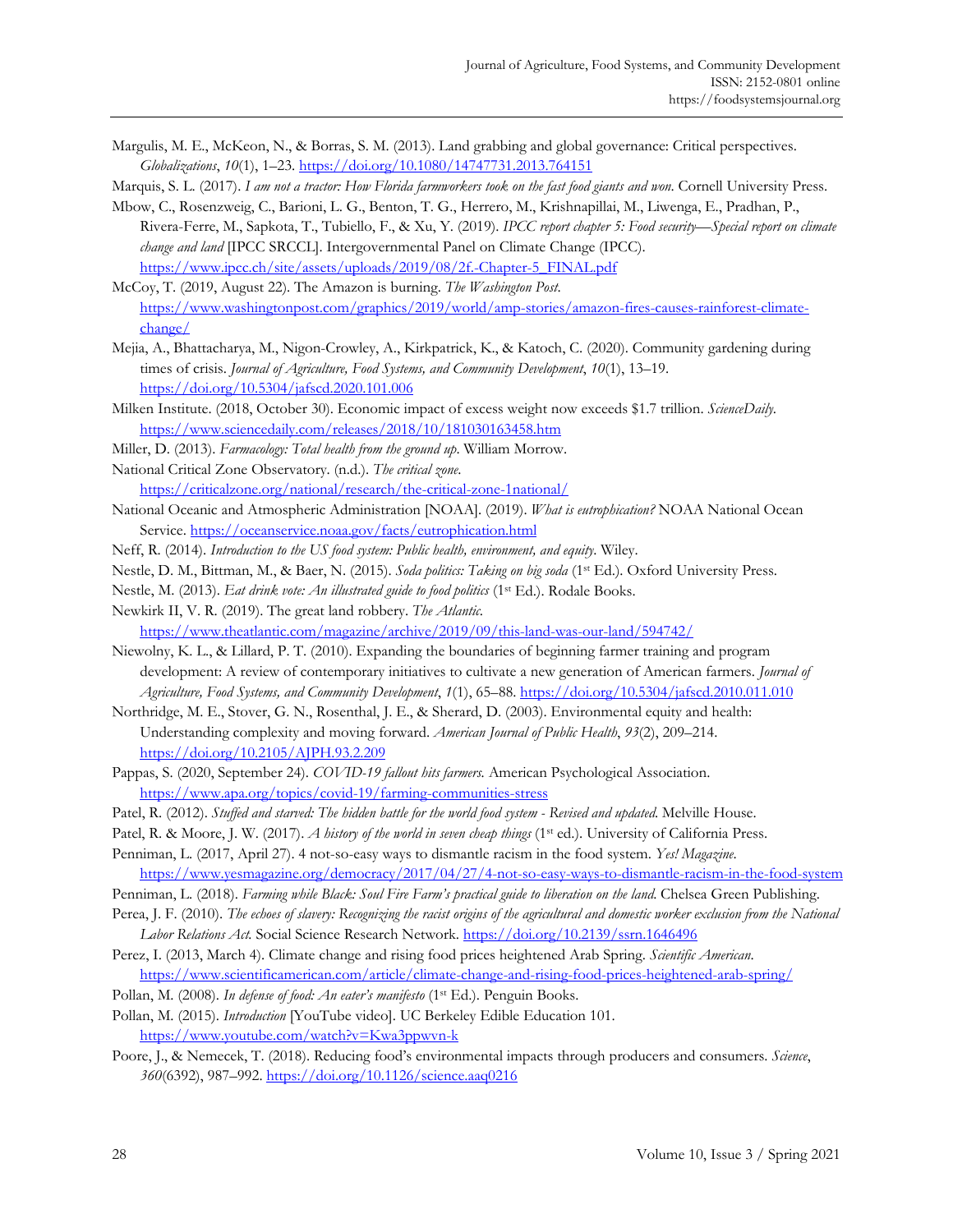Margulis, M. E., McKeon, N., & Borras, S. M. (2013). Land grabbing and global governance: Critical perspectives. *Globalizations*, *10*(1), 1–23. https://doi.org/10.1080/14747731.2013.764151

Marquis, S. L. (2017). *I am not a tractor: How Florida farmworkers took on the fast food giants and won.* Cornell University Press.

Mbow, C., Rosenzweig, C., Barioni, L. G., Benton, T. G., Herrero, M., Krishnapillai, M., Liwenga, E., Pradhan, P., Rivera-Ferre, M., Sapkota, T., Tubiello, F., & Xu, Y. (2019). *IPCC report chapter 5: Food security—Special report on climate change and land* [IPCC SRCCL]. Intergovernmental Panel on Climate Change (IPCC). https://www.ipcc.ch/site/assets/uploads/2019/08/2f.-Chapter-5_FINAL.pdf

McCoy, T. (2019, August 22). The Amazon is burning. *The Washington Post*. https://www.washingtonpost.com/graphics/2019/world/amp-stories/amazon-fires-causes-rainforest-climate-change/

Mejia, A., Bhattacharya, M., Nigon-Crowley, A., Kirkpatrick, K., & Katoch, C. (2020). Community gardening during times of crisis. *Journal of Agriculture, Food Systems, and Community Development*, *10*(1), 13–19. https://doi.org/10.5304/jafscd.2020.101.006

Milken Institute. (2018, October 30). Economic impact of excess weight now exceeds $1.7 trillion. *ScienceDaily*. https://www.sciencedaily.com/releases/2018/10/181030163458.htm

Miller, D. (2013). *Farmacology: Total health from the ground up*. William Morrow.

National Critical Zone Observatory. (n.d.). *The critical zone*. https://criticalzone.org/national/research/the-critical-zone-1national/

National Oceanic and Atmospheric Administration [NOAA]. (2019). *What is eutrophication?* NOAA National Ocean Service. https://oceanservice.noaa.gov/facts/eutrophication.html

Neff, R. (2014). *Introduction to the US food system: Public health, environment, and equity*. Wiley.

Nestle, D. M., Bittman, M., & Baer, N. (2015). *Soda politics: Taking on big soda* (1st Ed.). Oxford University Press.

Nestle, M. (2013). *Eat drink vote: An illustrated guide to food politics* (1st Ed.). Rodale Books.

Newkirk II, V. R. (2019). The great land robbery. *The Atlantic*. https://www.theatlantic.com/magazine/archive/2019/09/this-land-was-our-land/594742/

Niewolny, K. L., & Lillard, P. T. (2010). Expanding the boundaries of beginning farmer training and program development: A review of contemporary initiatives to cultivate a new generation of American farmers. *Journal of Agriculture, Food Systems, and Community Development*, *1*(1), 65–88. https://doi.org/10.5304/jafscd.2010.011.010

Northridge, M. E., Stover, G. N., Rosenthal, J. E., & Sherard, D. (2003). Environmental equity and health: Understanding complexity and moving forward. *American Journal of Public Health*, *93*(2), 209–214. https://doi.org/10.2105/AJPH.93.2.209

Pappas, S. (2020, September 24). *COVID-19 fallout hits farmers.* American Psychological Association. https://www.apa.org/topics/covid-19/farming-communities-stress

Patel, R. (2012). *Stuffed and starved: The hidden battle for the world food system - Revised and updated.* Melville House.

Patel, R. & Moore, J. W. (2017). *A history of the world in seven cheap things* (1st ed.). University of California Press.

Penniman, L. (2017, April 27). 4 not-so-easy ways to dismantle racism in the food system. *Yes! Magazine*. https://www.yesmagazine.org/democracy/2017/04/27/4-not-so-easy-ways-to-dismantle-racism-in-the-food-system

Penniman, L. (2018). *Farming while Black: Soul Fire Farm's practical guide to liberation on the land.* Chelsea Green Publishing.

Perea, J. F. (2010). *The echoes of slavery: Recognizing the racist origins of the agricultural and domestic worker exclusion from the National Labor Relations Act.* Social Science Research Network. https://doi.org/10.2139/ssrn.1646496

Perez, I. (2013, March 4). Climate change and rising food prices heightened Arab Spring. *Scientific American*. https://www.scientificamerican.com/article/climate-change-and-rising-food-prices-heightened-arab-spring/

Pollan, M. (2008). *In defense of food: An eater's manifesto* (1st Ed.). Penguin Books.

Pollan, M. (2015). *Introduction* [YouTube video]. UC Berkeley Edible Education 101. https://www.youtube.com/watch?v=Kwa3ppwvn-k

Poore, J., & Nemecek, T. (2018). Reducing food's environmental impacts through producers and consumers. *Science*, *360*(6392), 987–992. https://doi.org/10.1126/science.aaq0216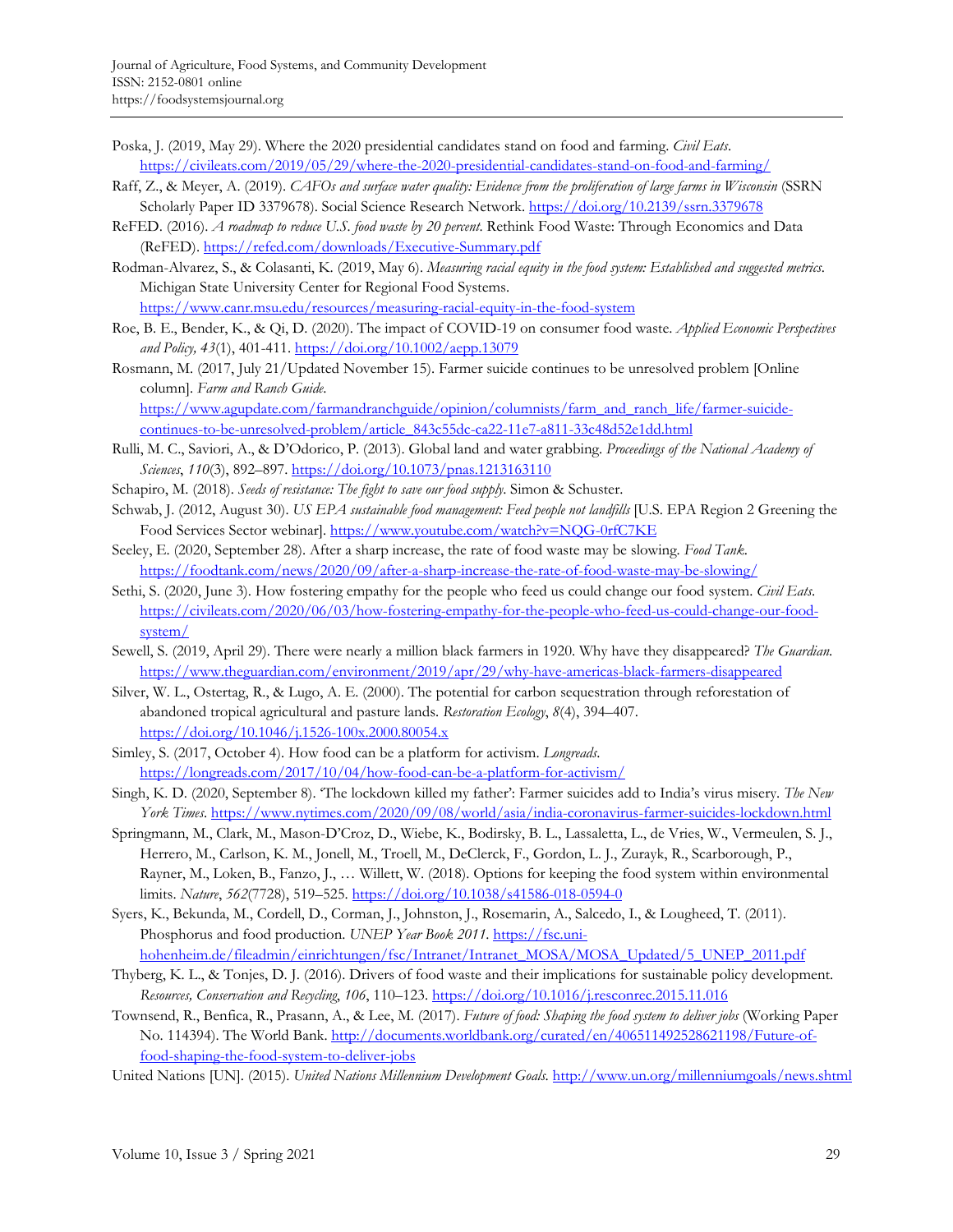Poska, J. (2019, May 29). Where the 2020 presidential candidates stand on food and farming. *Civil Eats*. https://civileats.com/2019/05/29/where-the-2020-presidential-candidates-stand-on-food-and-farming/

Raff, Z., & Meyer, A. (2019). *CAFOs and surface water quality: Evidence from the proliferation of large farms in Wisconsin* (SSRN Scholarly Paper ID 3379678). Social Science Research Network. https://doi.org/10.2139/ssrn.3379678

ReFED. (2016). *A roadmap to reduce U.S. food waste by 20 percent*. Rethink Food Waste: Through Economics and Data (ReFED). https://refed.com/downloads/Executive-Summary.pdf

Rodman-Alvarez, S., & Colasanti, K. (2019, May 6). *Measuring racial equity in the food system: Established and suggested metrics*. Michigan State University Center for Regional Food Systems. https://www.canr.msu.edu/resources/measuring-racial-equity-in-the-food-system

Roe, B. E., Bender, K., & Qi, D. (2020). The impact of COVID-19 on consumer food waste. *Applied Economic Perspectives and Policy, 43*(1), 401-411. https://doi.org/10.1002/aepp.13079

Rosmann, M. (2017, July 21/Updated November 15). Farmer suicide continues to be unresolved problem [Online column]. *Farm and Ranch Guide*. https://www.agupdate.com/farmandranchguide/opinion/columnists/farm_and_ranch_life/farmer-suicide-continues-to-be-unresolved-problem/article_843c55dc-ca22-11e7-a811-33c48d52e1dd.html

Rulli, M. C., Saviori, A., & D'Odorico, P. (2013). Global land and water grabbing. *Proceedings of the National Academy of Sciences*, *110*(3), 892–897. https://doi.org/10.1073/pnas.1213163110

Schapiro, M. (2018). *Seeds of resistance: The fight to save our food supply*. Simon & Schuster.

Schwab, J. (2012, August 30). *US EPA sustainable food management: Feed people not landfills* [U.S. EPA Region 2 Greening the Food Services Sector webinar]. https://www.youtube.com/watch?v=NQG-0rfC7KE

Seeley, E. (2020, September 28). After a sharp increase, the rate of food waste may be slowing. *Food Tank*. https://foodtank.com/news/2020/09/after-a-sharp-increase-the-rate-of-food-waste-may-be-slowing/

Sethi, S. (2020, June 3). How fostering empathy for the people who feed us could change our food system. *Civil Eats*. https://civileats.com/2020/06/03/how-fostering-empathy-for-the-people-who-feed-us-could-change-our-food-system/

Sewell, S. (2019, April 29). There were nearly a million black farmers in 1920. Why have they disappeared? *The Guardian*. https://www.theguardian.com/environment/2019/apr/29/why-have-americas-black-farmers-disappeared

Silver, W. L., Ostertag, R., & Lugo, A. E. (2000). The potential for carbon sequestration through reforestation of abandoned tropical agricultural and pasture lands. *Restoration Ecology*, *8*(4), 394–407. https://doi.org/10.1046/j.1526-100x.2000.80054.x

Simley, S. (2017, October 4). How food can be a platform for activism. *Longreads*. https://longreads.com/2017/10/04/how-food-can-be-a-platform-for-activism/

Singh, K. D. (2020, September 8). 'The lockdown killed my father': Farmer suicides add to India's virus misery. *The New York Times*. https://www.nytimes.com/2020/09/08/world/asia/india-coronavirus-farmer-suicides-lockdown.html

Springmann, M., Clark, M., Mason-D'Croz, D., Wiebe, K., Bodirsky, B. L., Lassaletta, L., de Vries, W., Vermeulen, S. J., Herrero, M., Carlson, K. M., Jonell, M., Troell, M., DeClerck, F., Gordon, L. J., Zurayk, R., Scarborough, P., Rayner, M., Loken, B., Fanzo, J., … Willett, W. (2018). Options for keeping the food system within environmental limits. *Nature*, *562*(7728), 519–525. https://doi.org/10.1038/s41586-018-0594-0

Syers, K., Bekunda, M., Cordell, D., Corman, J., Johnston, J., Rosemarin, A., Salcedo, I., & Lougheed, T. (2011). Phosphorus and food production. *UNEP Year Book 2011*. https://fsc.uni-hohenheim.de/fileadmin/einrichtungen/fsc/Intranet/Intranet_MOSA/MOSA_Updated/5_UNEP_2011.pdf

Thyberg, K. L., & Tonjes, D. J. (2016). Drivers of food waste and their implications for sustainable policy development. *Resources, Conservation and Recycling*, *106*, 110–123. https://doi.org/10.1016/j.resconrec.2015.11.016

Townsend, R., Benfica, R., Prasann, A., & Lee, M. (2017). *Future of food: Shaping the food system to deliver jobs* (Working Paper No. 114394). The World Bank. http://documents.worldbank.org/curated/en/406511492528621198/Future-of-food-shaping-the-food-system-to-deliver-jobs

United Nations [UN]. (2015). *United Nations Millennium Development Goals*. http://www.un.org/millenniumgoals/news.shtml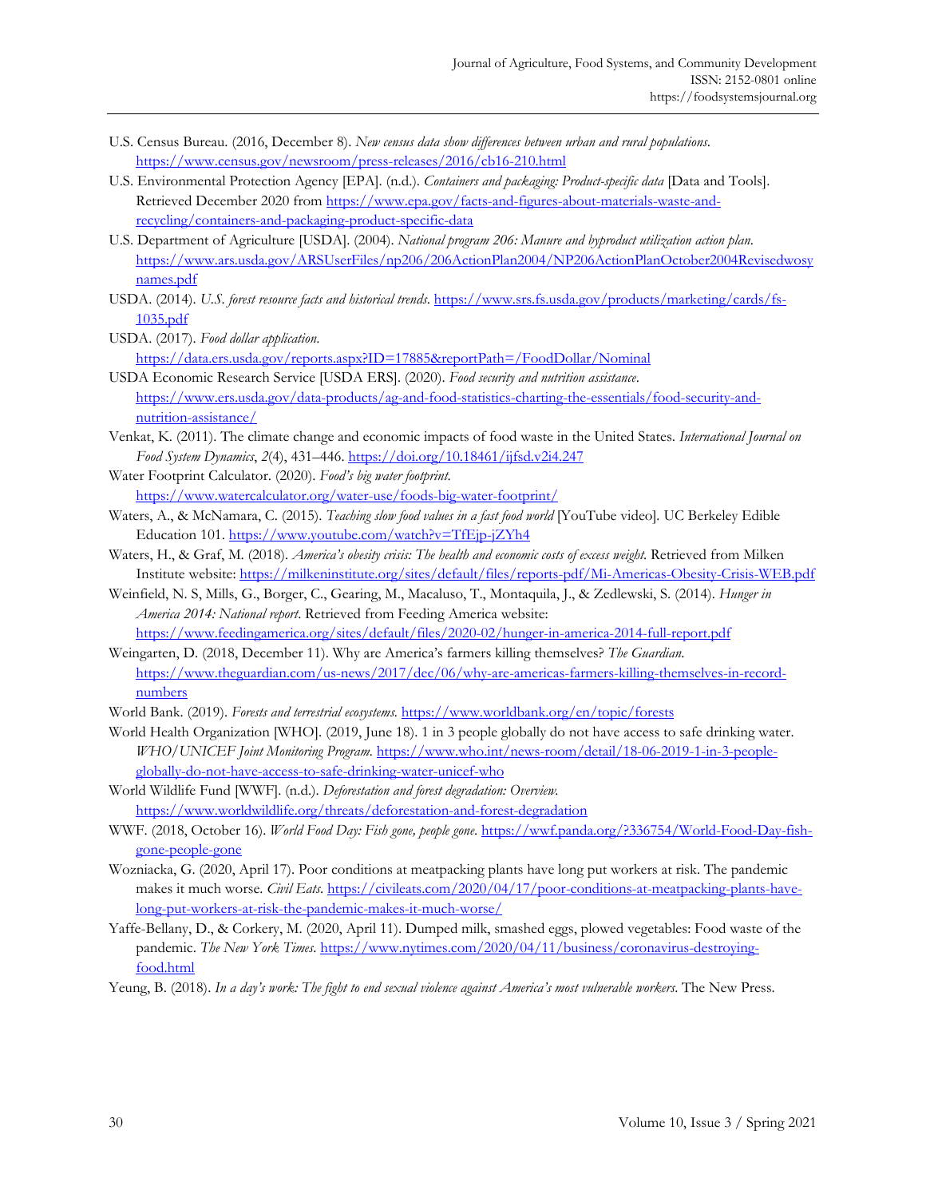U.S. Census Bureau. (2016, December 8). *New census data show differences between urban and rural populations*. https://www.census.gov/newsroom/press-releases/2016/cb16-210.html

U.S. Environmental Protection Agency [EPA]. (n.d.). *Containers and packaging: Product-specific data* [Data and Tools]. Retrieved December 2020 from https://www.epa.gov/facts-and-figures-about-materials-waste-and-recycling/containers-and-packaging-product-specific-data

U.S. Department of Agriculture [USDA]. (2004). *National program 206: Manure and byproduct utilization action plan*. https://www.ars.usda.gov/ARSUserFiles/np206/206ActionPlan2004/NP206ActionPlanOctober2004Revisedwosynames.pdf

USDA. (2014). *U.S. forest resource facts and historical trends*. https://www.srs.fs.usda.gov/products/marketing/cards/fs-1035.pdf

USDA. (2017). *Food dollar application*. https://data.ers.usda.gov/reports.aspx?ID=17885&reportPath=/FoodDollar/Nominal

USDA Economic Research Service [USDA ERS]. (2020). *Food security and nutrition assistance*. https://www.ers.usda.gov/data-products/ag-and-food-statistics-charting-the-essentials/food-security-and-nutrition-assistance/

Venkat, K. (2011). The climate change and economic impacts of food waste in the United States. *International Journal on Food System Dynamics*, *2*(4), 431–446. https://doi.org/10.18461/ijfsd.v2i4.247

Water Footprint Calculator. (2020). *Food's big water footprint*. https://www.watercalculator.org/water-use/foods-big-water-footprint/

Waters, A., & McNamara, C. (2015). *Teaching slow food values in a fast food world* [YouTube video]. UC Berkeley Edible Education 101. https://www.youtube.com/watch?v=TfEjp-jZYh4

Waters, H., & Graf, M. (2018). *America's obesity crisis: The health and economic costs of excess weight*. Retrieved from Milken Institute website: https://milkeninstitute.org/sites/default/files/reports-pdf/Mi-Americas-Obesity-Crisis-WEB.pdf

Weinfield, N. S, Mills, G., Borger, C., Gearing, M., Macaluso, T., Montaquila, J., & Zedlewski, S. (2014). *Hunger in America 2014: National report*. Retrieved from Feeding America website: https://www.feedingamerica.org/sites/default/files/2020-02/hunger-in-america-2014-full-report.pdf

Weingarten, D. (2018, December 11). Why are America's farmers killing themselves? *The Guardian*. https://www.theguardian.com/us-news/2017/dec/06/why-are-americas-farmers-killing-themselves-in-record-numbers

World Bank. (2019). *Forests and terrestrial ecosystems*. https://www.worldbank.org/en/topic/forests

World Health Organization [WHO]. (2019, June 18). 1 in 3 people globally do not have access to safe drinking water. *WHO/UNICEF Joint Monitoring Program*. https://www.who.int/news-room/detail/18-06-2019-1-in-3-people-globally-do-not-have-access-to-safe-drinking-water-unicef-who

World Wildlife Fund [WWF]. (n.d.). *Deforestation and forest degradation: Overview*. https://www.worldwildlife.org/threats/deforestation-and-forest-degradation

WWF. (2018, October 16). *World Food Day: Fish gone, people gone*. https://wwf.panda.org/?336754/World-Food-Day-fish-gone-people-gone

Wozniacka, G. (2020, April 17). Poor conditions at meatpacking plants have long put workers at risk. The pandemic makes it much worse. *Civil Eats*. https://civileats.com/2020/04/17/poor-conditions-at-meatpacking-plants-have-long-put-workers-at-risk-the-pandemic-makes-it-much-worse/

Yaffe-Bellany, D., & Corkery, M. (2020, April 11). Dumped milk, smashed eggs, plowed vegetables: Food waste of the pandemic. *The New York Times*. https://www.nytimes.com/2020/04/11/business/coronavirus-destroying-food.html

Yeung, B. (2018). *In a day's work: The fight to end sexual violence against America's most vulnerable workers*. The New Press.